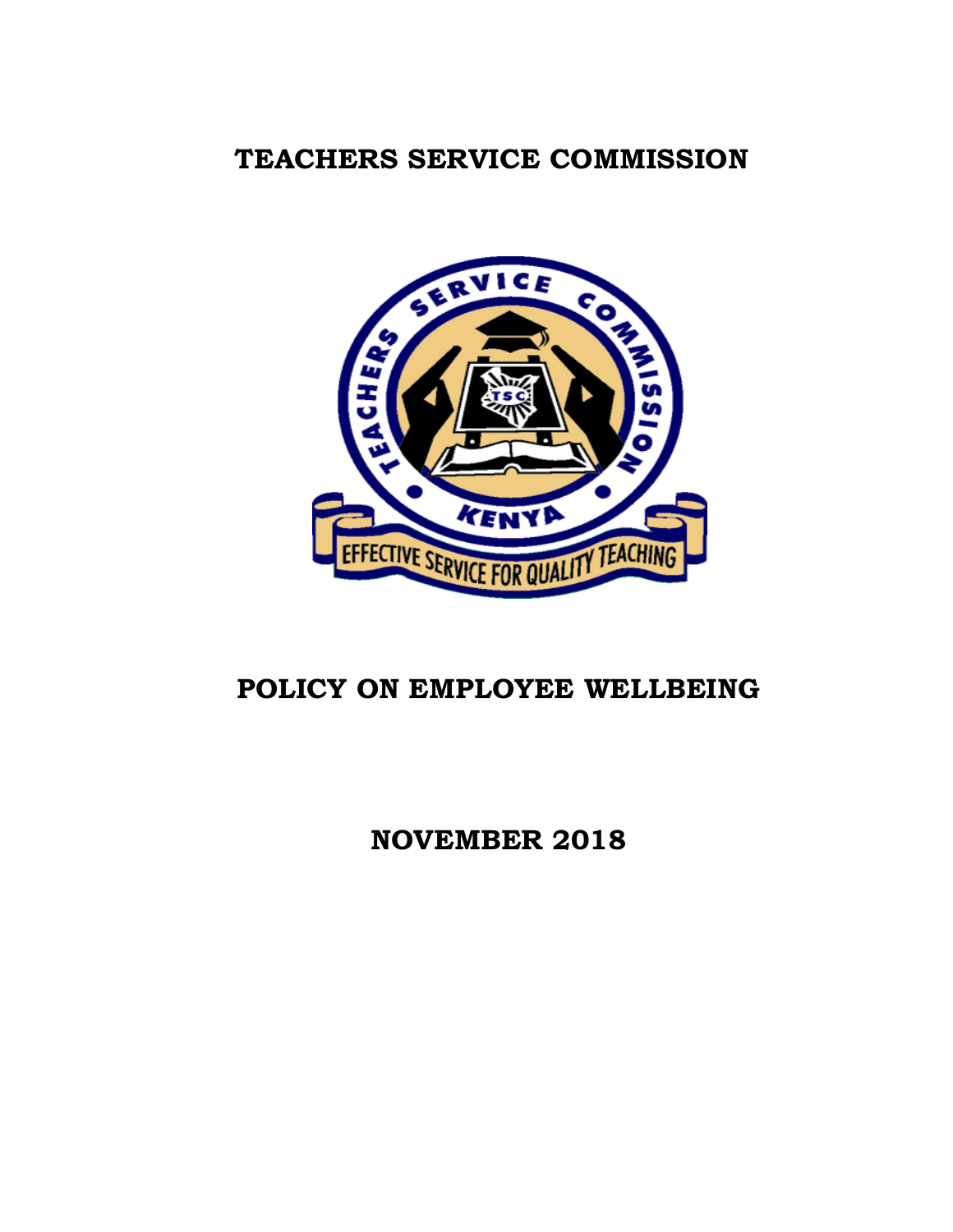# TEACHERS SERVICE COMMISSION

# POLICY ON EMPLOYEE WELLBEING

**NOVEMBER 2018**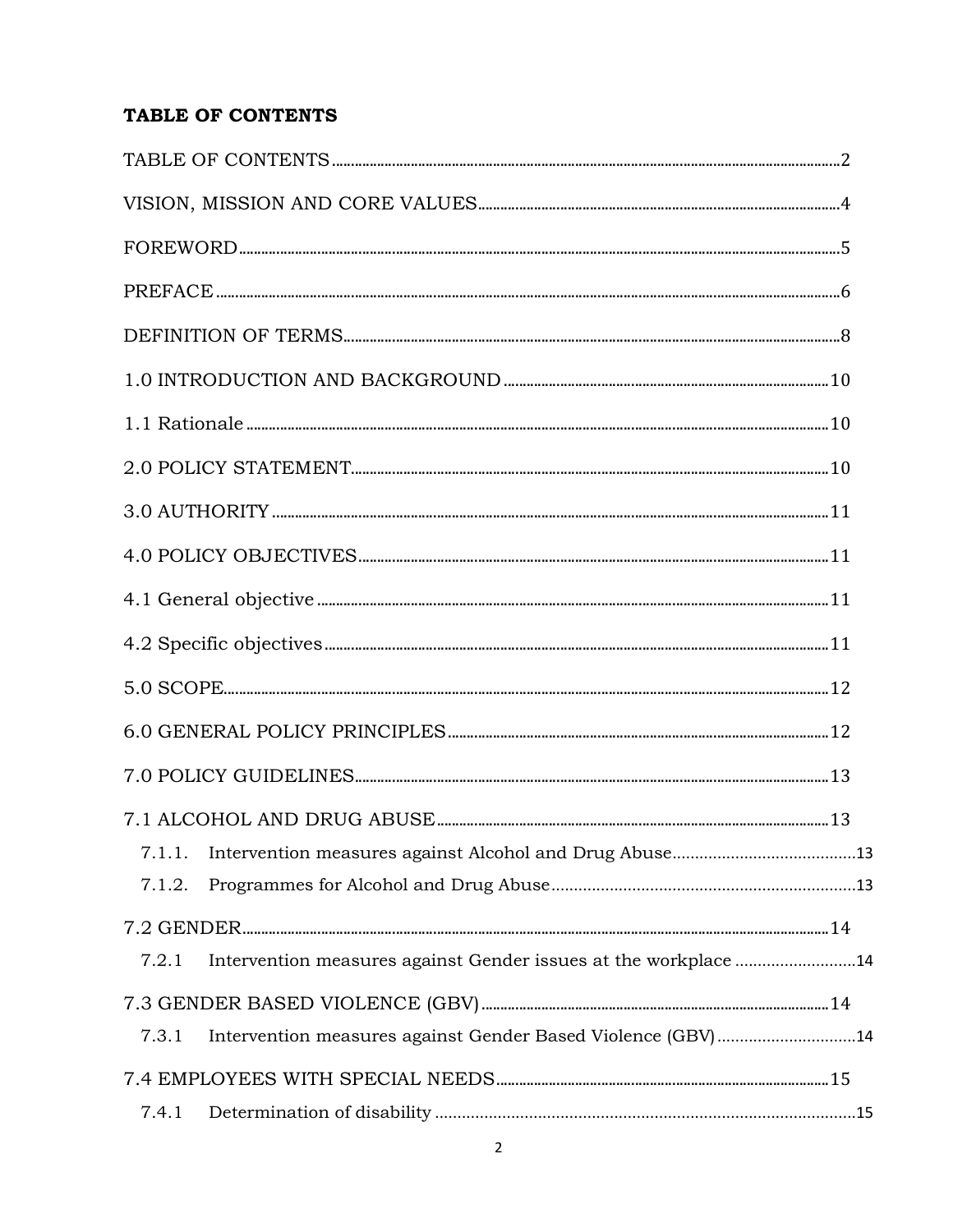**TABLE OF CONTENTS**

TABLE OF CONTENTS ..... 2

VISION, MISSION AND CORE VALUES ..... 4

FOREWORD ..... 5

PREFACE ..... 6

DEFINITION OF TERMS ..... 8

1.0 INTRODUCTION AND BACKGROUND ..... 10

1.1 Rationale ..... 10

2.0 POLICY STATEMENT ..... 10

3.0 AUTHORITY ..... 11

4.0 POLICY OBJECTIVES ..... 11

4.1 General objective ..... 11

4.2 Specific objectives ..... 11

5.0 SCOPE ..... 12

6.0 GENERAL POLICY PRINCIPLES ..... 12

7.0 POLICY GUIDELINES ..... 13

7.1 ALCOHOL AND DRUG ABUSE ..... 13

- 7.1.1. Intervention measures against Alcohol and Drug Abuse ..... 13
- 7.1.2. Programmes for Alcohol and Drug Abuse ..... 13

7.2 GENDER ..... 14

- 7.2.1 Intervention measures against Gender issues at the workplace ..... 14

7.3 GENDER BASED VIOLENCE (GBV) ..... 14

- 7.3.1 Intervention measures against Gender Based Violence (GBV) ..... 14

7.4 EMPLOYEES WITH SPECIAL NEEDS ..... 15

- 7.4.1 Determination of disability ..... 15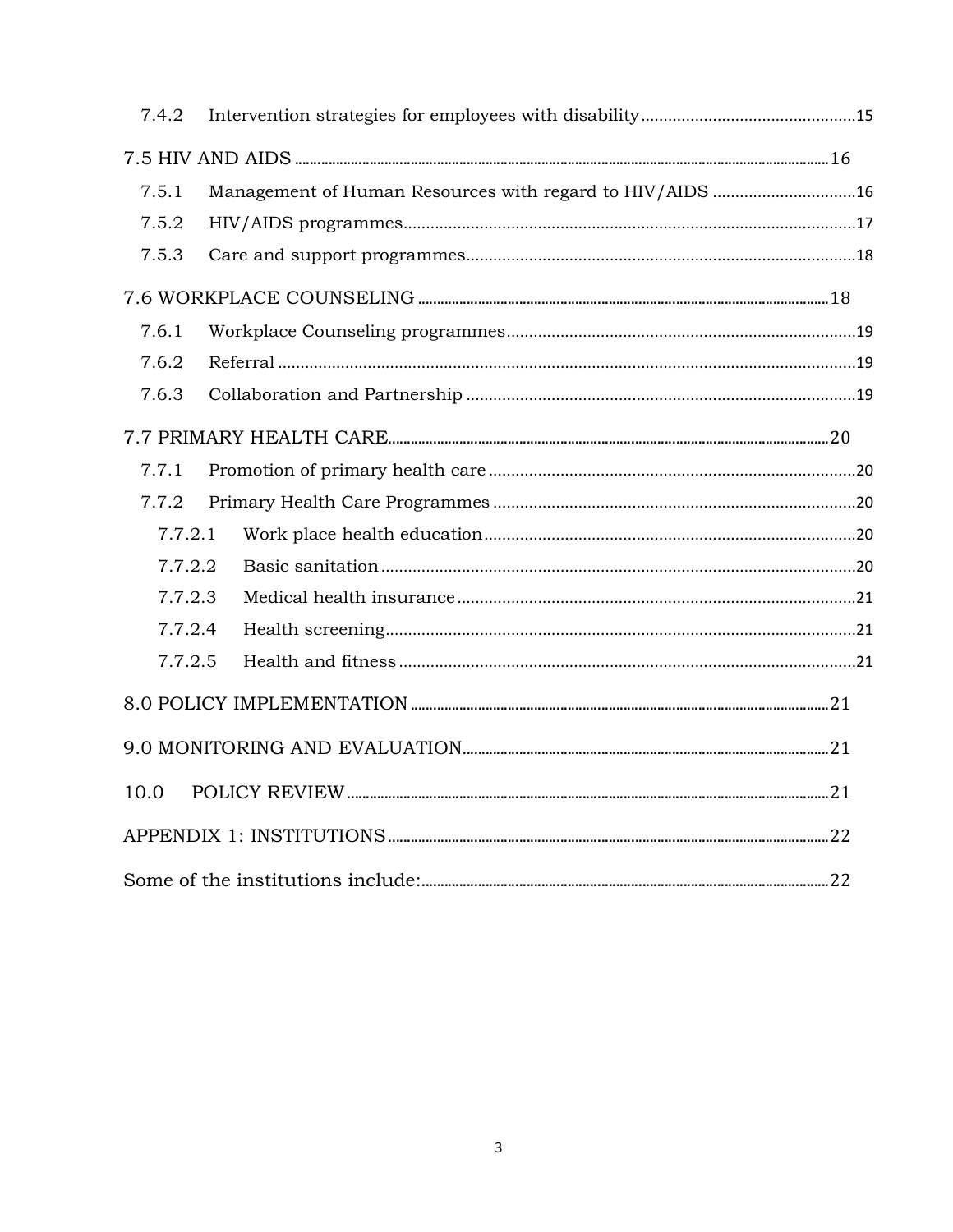7.4.2 Intervention strategies for employees with disability ............................................15

7.5 HIV AND AIDS ............................................16

7.5.1 Management of Human Resources with regard to HIV/AIDS ............................................16

7.5.2 HIV/AIDS programmes ............................................17

7.5.3 Care and support programmes ............................................18

7.6 WORKPLACE COUNSELING ............................................18

7.6.1 Workplace Counseling programmes ............................................19

7.6.2 Referral ............................................19

7.6.3 Collaboration and Partnership ............................................19

7.7 PRIMARY HEALTH CARE ............................................20

7.7.1 Promotion of primary health care ............................................20

7.7.2 Primary Health Care Programmes ............................................20

7.7.2.1 Work place health education ............................................20

7.7.2.2 Basic sanitation ............................................20

7.7.2.3 Medical health insurance ............................................21

7.7.2.4 Health screening ............................................21

7.7.2.5 Health and fitness ............................................21

8.0 POLICY IMPLEMENTATION ............................................21

9.0 MONITORING AND EVALUATION ............................................21

10.0 POLICY REVIEW ............................................21

APPENDIX 1: INSTITUTIONS ............................................22

Some of the institutions include: ............................................22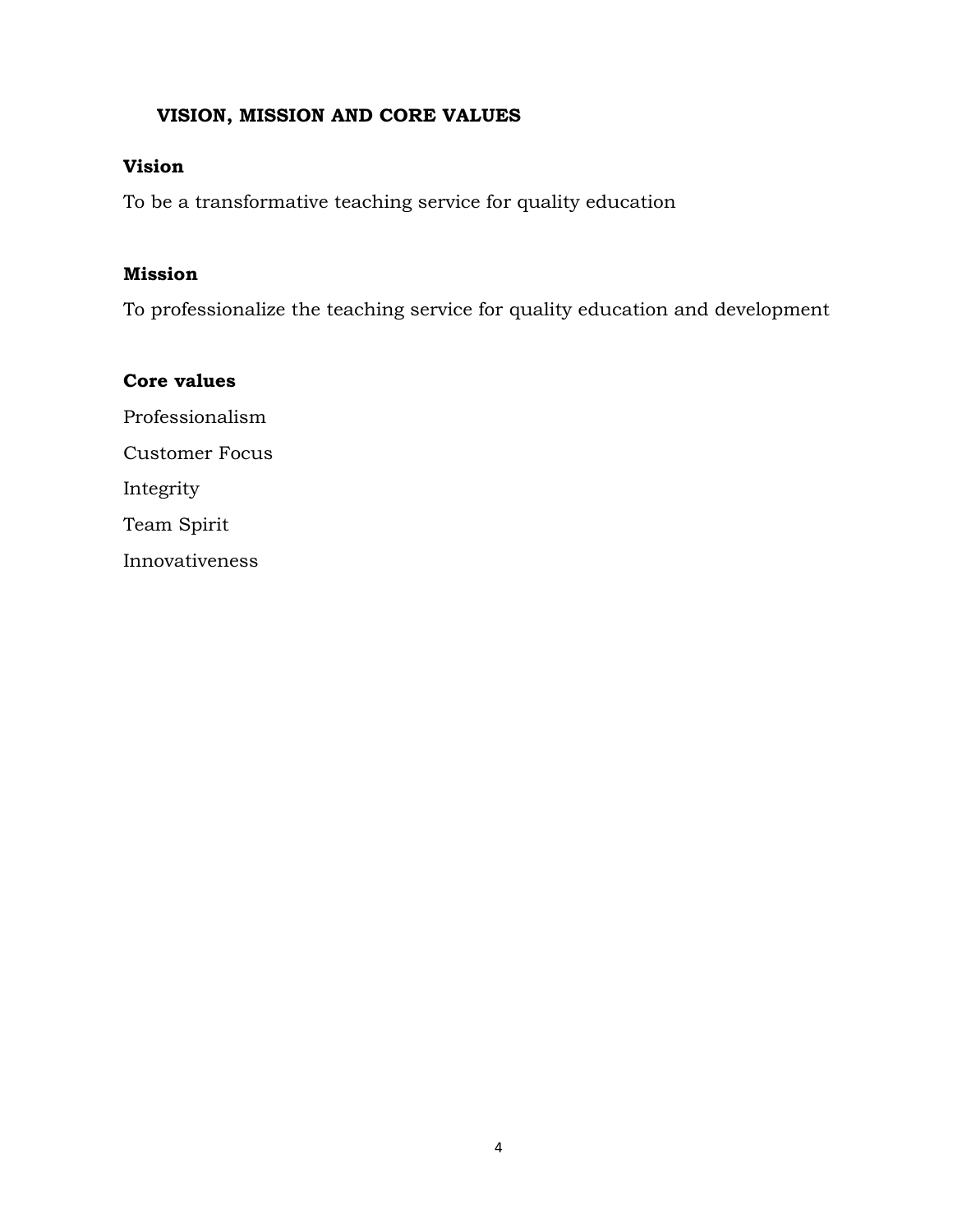## VISION, MISSION AND CORE VALUES

### Vision

To be a transformative teaching service for quality education

### Mission

To professionalize the teaching service for quality education and development

### Core values

Professionalism

Customer Focus

Integrity

Team Spirit

Innovativeness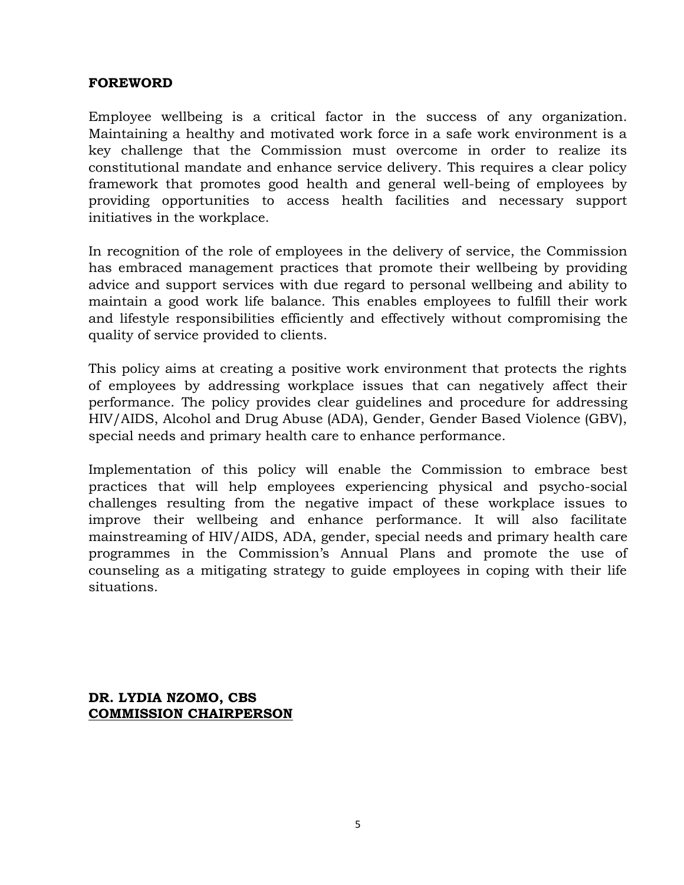**FOREWORD**

Employee wellbeing is a critical factor in the success of any organization. Maintaining a healthy and motivated work force in a safe work environment is a key challenge that the Commission must overcome in order to realize its constitutional mandate and enhance service delivery. This requires a clear policy framework that promotes good health and general well-being of employees by providing opportunities to access health facilities and necessary support initiatives in the workplace.

In recognition of the role of employees in the delivery of service, the Commission has embraced management practices that promote their wellbeing by providing advice and support services with due regard to personal wellbeing and ability to maintain a good work life balance. This enables employees to fulfill their work and lifestyle responsibilities efficiently and effectively without compromising the quality of service provided to clients.

This policy aims at creating a positive work environment that protects the rights of employees by addressing workplace issues that can negatively affect their performance. The policy provides clear guidelines and procedure for addressing HIV/AIDS, Alcohol and Drug Abuse (ADA), Gender, Gender Based Violence (GBV), special needs and primary health care to enhance performance.

Implementation of this policy will enable the Commission to embrace best practices that will help employees experiencing physical and psycho-social challenges resulting from the negative impact of these workplace issues to improve their wellbeing and enhance performance. It will also facilitate mainstreaming of HIV/AIDS, ADA, gender, special needs and primary health care programmes in the Commission's Annual Plans and promote the use of counseling as a mitigating strategy to guide employees in coping with their life situations.

**DR. LYDIA NZOMO, CBS**
**COMMISSION CHAIRPERSON**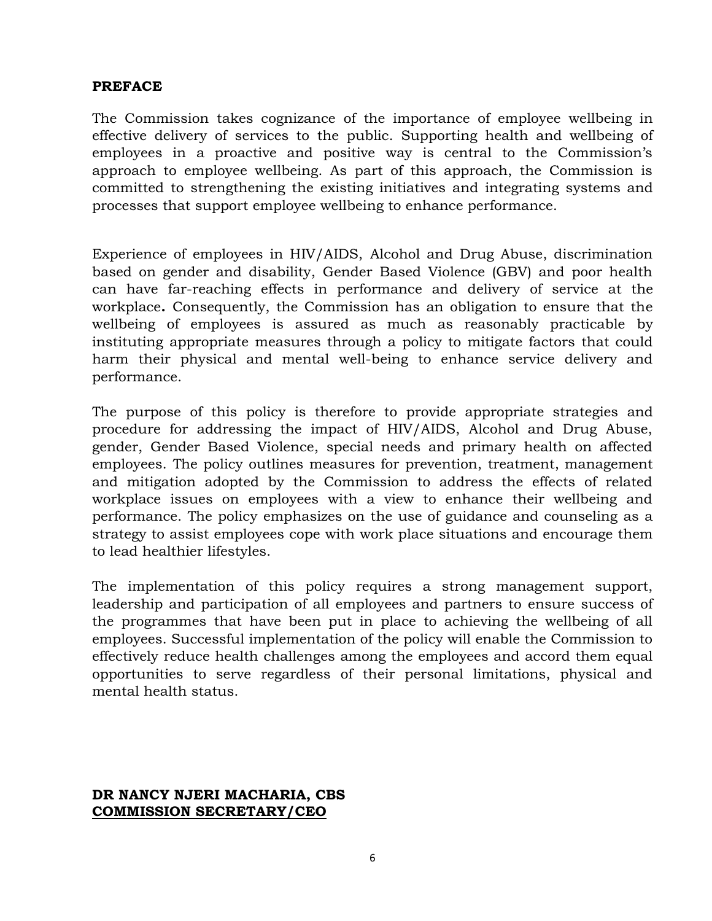## PREFACE

The Commission takes cognizance of the importance of employee wellbeing in effective delivery of services to the public. Supporting health and wellbeing of employees in a proactive and positive way is central to the Commission's approach to employee wellbeing. As part of this approach, the Commission is committed to strengthening the existing initiatives and integrating systems and processes that support employee wellbeing to enhance performance.

Experience of employees in HIV/AIDS, Alcohol and Drug Abuse, discrimination based on gender and disability, Gender Based Violence (GBV) and poor health can have far-reaching effects in performance and delivery of service at the workplace**.** Consequently, the Commission has an obligation to ensure that the wellbeing of employees is assured as much as reasonably practicable by instituting appropriate measures through a policy to mitigate factors that could harm their physical and mental well-being to enhance service delivery and performance.

The purpose of this policy is therefore to provide appropriate strategies and procedure for addressing the impact of HIV/AIDS, Alcohol and Drug Abuse, gender, Gender Based Violence, special needs and primary health on affected employees. The policy outlines measures for prevention, treatment, management and mitigation adopted by the Commission to address the effects of related workplace issues on employees with a view to enhance their wellbeing and performance. The policy emphasizes on the use of guidance and counseling as a strategy to assist employees cope with work place situations and encourage them to lead healthier lifestyles.

The implementation of this policy requires a strong management support, leadership and participation of all employees and partners to ensure success of the programmes that have been put in place to achieving the wellbeing of all employees. Successful implementation of the policy will enable the Commission to effectively reduce health challenges among the employees and accord them equal opportunities to serve regardless of their personal limitations, physical and mental health status.

**DR NANCY NJERI MACHARIA, CBS**
**<u>COMMISSION SECRETARY/CEO</u>**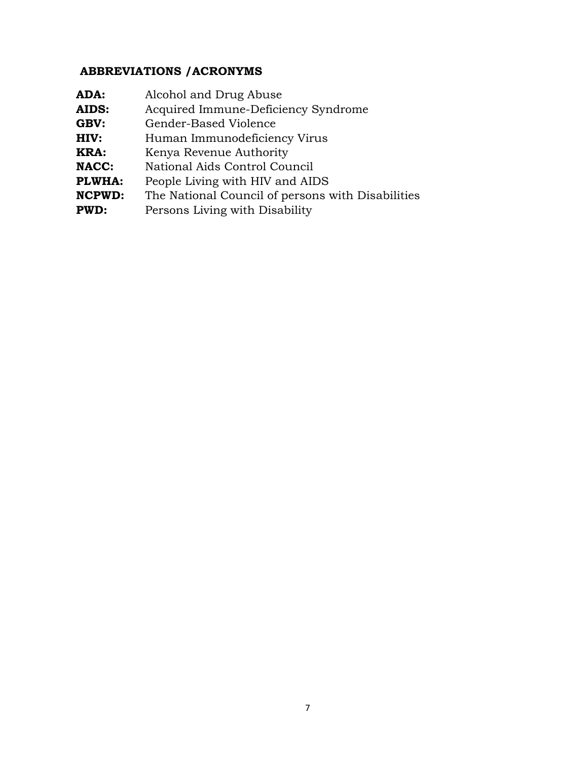## ABBREVIATIONS /ACRONYMS

**ADA:** Alcohol and Drug Abuse
**AIDS:** Acquired Immune-Deficiency Syndrome
**GBV:** Gender-Based Violence
**HIV:** Human Immunodeficiency Virus
**KRA:** Kenya Revenue Authority
**NACC:** National Aids Control Council
**PLWHA:** People Living with HIV and AIDS
**NCPWD:** The National Council of persons with Disabilities
**PWD:** Persons Living with Disability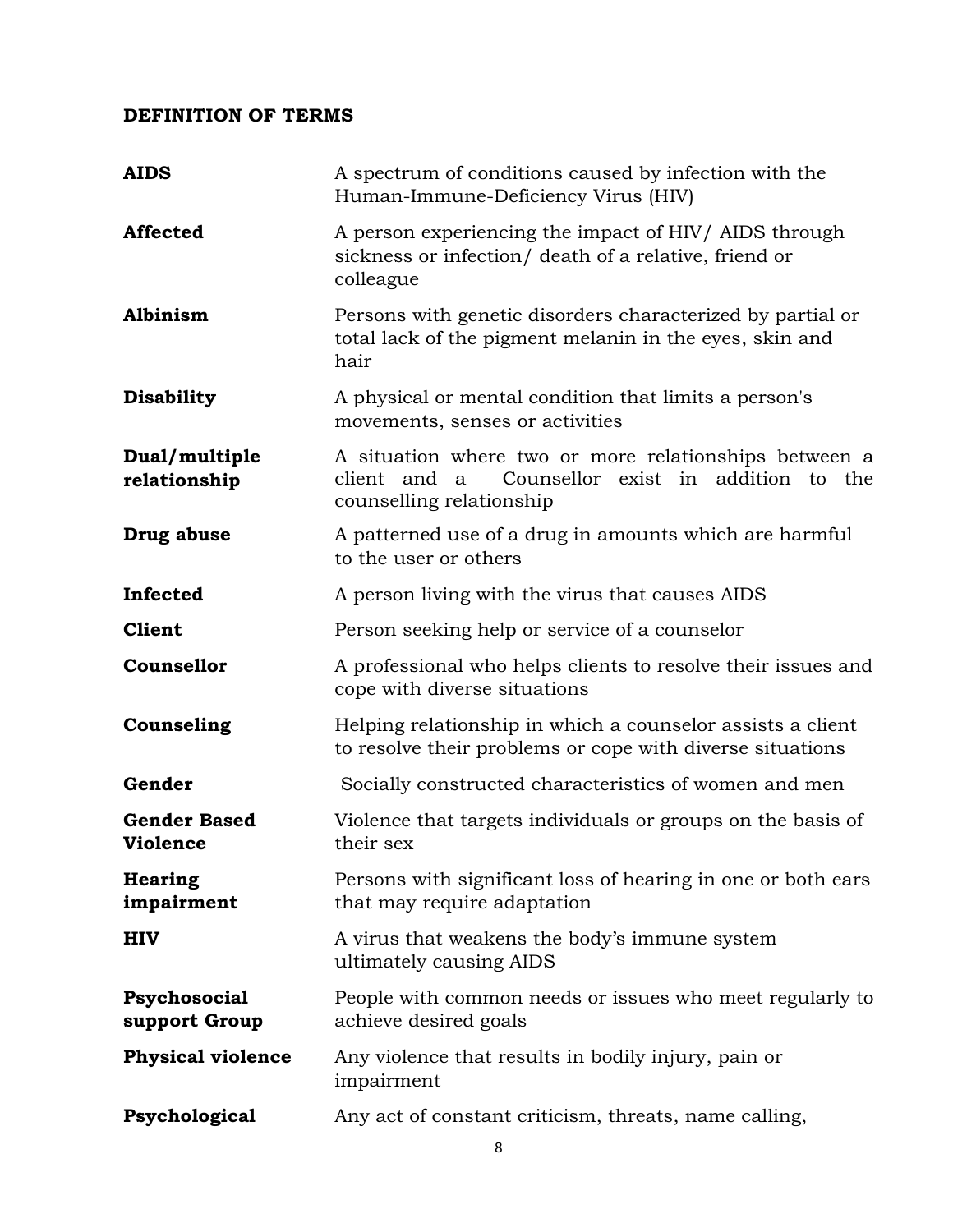**DEFINITION OF TERMS**

| | |
|---|---|
| **AIDS** | A spectrum of conditions caused by infection with the Human-Immune-Deficiency Virus (HIV) |
| **Affected** | A person experiencing the impact of HIV/ AIDS through sickness or infection/ death of a relative, friend or colleague |
| **Albinism** | Persons with genetic disorders characterized by partial or total lack of the pigment melanin in the eyes, skin and hair |
| **Disability** | A physical or mental condition that limits a person's movements, senses or activities |
| **Dual/multiple relationship** | A situation where two or more relationships between a client and a Counsellor exist in addition to the counselling relationship |
| **Drug abuse** | A patterned use of a drug in amounts which are harmful to the user or others |
| **Infected** | A person living with the virus that causes AIDS |
| **Client** | Person seeking help or service of a counselor |
| **Counsellor** | A professional who helps clients to resolve their issues and cope with diverse situations |
| **Counseling** | Helping relationship in which a counselor assists a client to resolve their problems or cope with diverse situations |
| **Gender** | Socially constructed characteristics of women and men |
| **Gender Based Violence** | Violence that targets individuals or groups on the basis of their sex |
| **Hearing impairment** | Persons with significant loss of hearing in one or both ears that may require adaptation |
| **HIV** | A virus that weakens the body's immune system ultimately causing AIDS |
| **Psychosocial support Group** | People with common needs or issues who meet regularly to achieve desired goals |
| **Physical violence** | Any violence that results in bodily injury, pain or impairment |
| **Psychological** | Any act of constant criticism, threats, name calling, |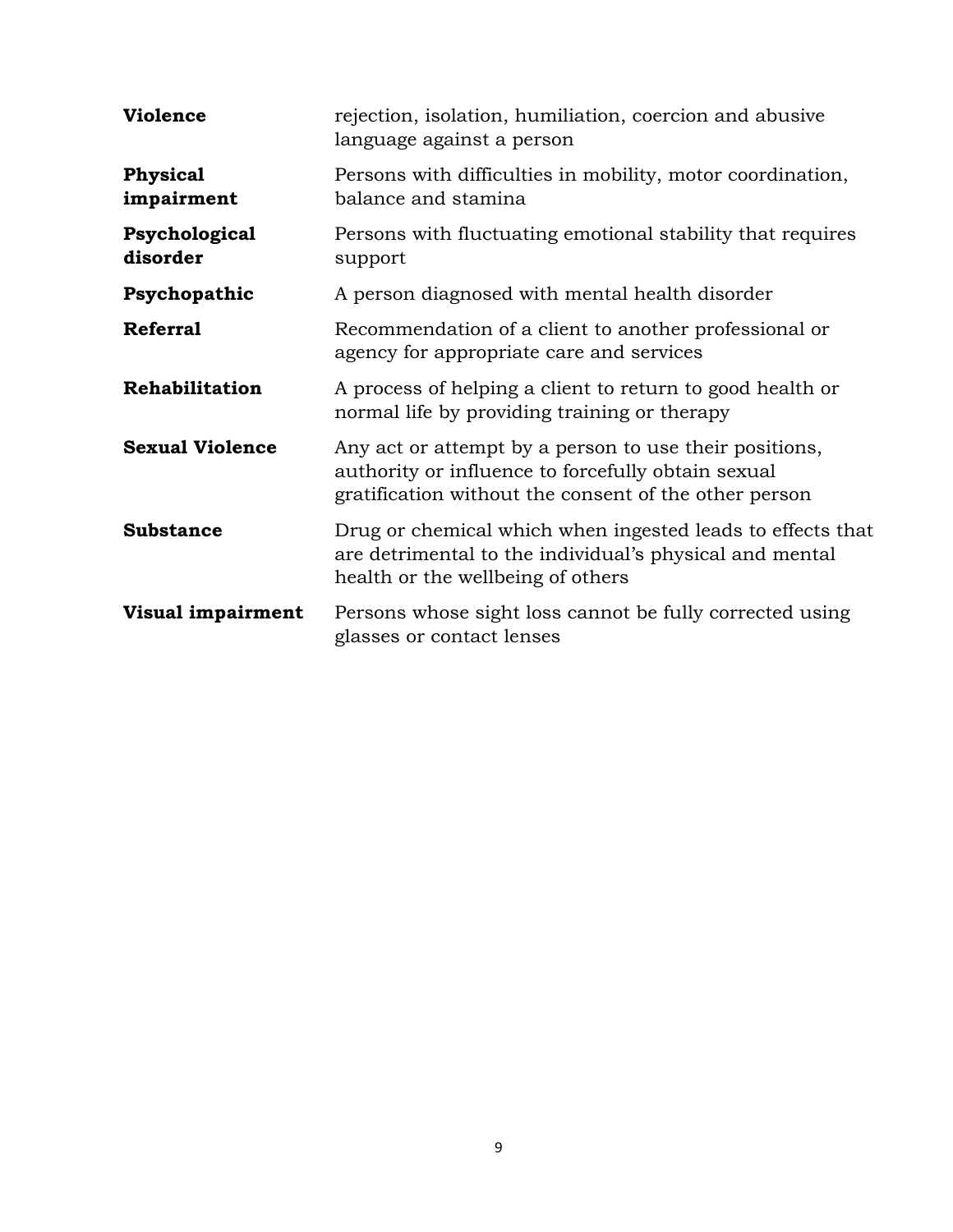| | |
|---|---|
| **Violence** | rejection, isolation, humiliation, coercion and abusive language against a person |
| **Physical impairment** | Persons with difficulties in mobility, motor coordination, balance and stamina |
| **Psychological disorder** | Persons with fluctuating emotional stability that requires support |
| **Psychopathic** | A person diagnosed with mental health disorder |
| **Referral** | Recommendation of a client to another professional or agency for appropriate care and services |
| **Rehabilitation** | A process of helping a client to return to good health or normal life by providing training or therapy |
| **Sexual Violence** | Any act or attempt by a person to use their positions, authority or influence to forcefully obtain sexual gratification without the consent of the other person |
| **Substance** | Drug or chemical which when ingested leads to effects that are detrimental to the individual's physical and mental health or the wellbeing of others |
| **Visual impairment** | Persons whose sight loss cannot be fully corrected using glasses or contact lenses |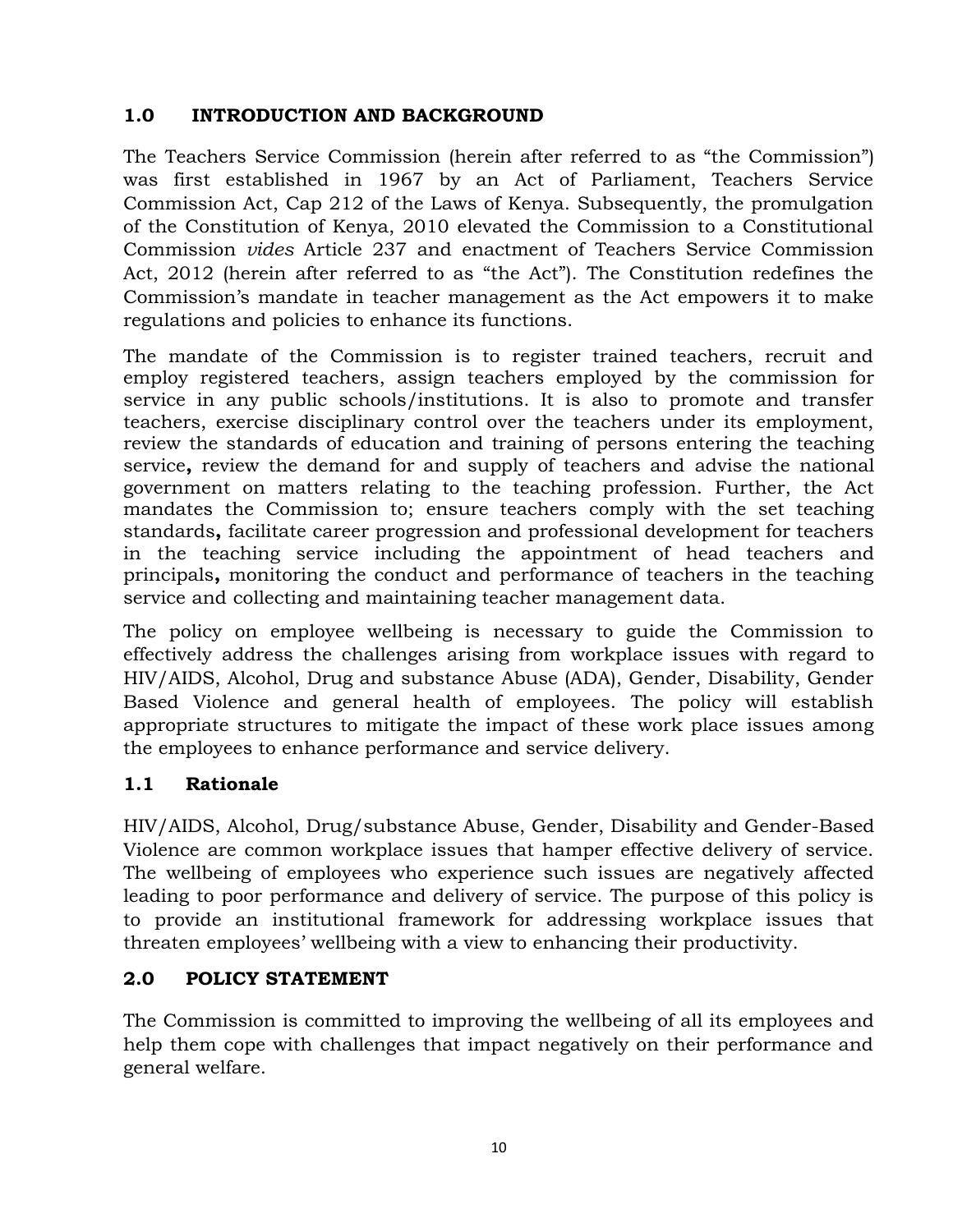## 1.0 INTRODUCTION AND BACKGROUND

The Teachers Service Commission (herein after referred to as "the Commission") was first established in 1967 by an Act of Parliament, Teachers Service Commission Act, Cap 212 of the Laws of Kenya. Subsequently, the promulgation of the Constitution of Kenya, 2010 elevated the Commission to a Constitutional Commission *vides* Article 237 and enactment of Teachers Service Commission Act, 2012 (herein after referred to as "the Act"). The Constitution redefines the Commission's mandate in teacher management as the Act empowers it to make regulations and policies to enhance its functions.

The mandate of the Commission is to register trained teachers, recruit and employ registered teachers, assign teachers employed by the commission for service in any public schools/institutions. It is also to promote and transfer teachers, exercise disciplinary control over the teachers under its employment, review the standards of education and training of persons entering the teaching service**,** review the demand for and supply of teachers and advise the national government on matters relating to the teaching profession. Further, the Act mandates the Commission to; ensure teachers comply with the set teaching standards**,** facilitate career progression and professional development for teachers in the teaching service including the appointment of head teachers and principals**,** monitoring the conduct and performance of teachers in the teaching service and collecting and maintaining teacher management data.

The policy on employee wellbeing is necessary to guide the Commission to effectively address the challenges arising from workplace issues with regard to HIV/AIDS, Alcohol, Drug and substance Abuse (ADA), Gender, Disability, Gender Based Violence and general health of employees. The policy will establish appropriate structures to mitigate the impact of these work place issues among the employees to enhance performance and service delivery.

### 1.1 Rationale

HIV/AIDS, Alcohol, Drug/substance Abuse, Gender, Disability and Gender-Based Violence are common workplace issues that hamper effective delivery of service. The wellbeing of employees who experience such issues are negatively affected leading to poor performance and delivery of service. The purpose of this policy is to provide an institutional framework for addressing workplace issues that threaten employees' wellbeing with a view to enhancing their productivity.

## 2.0 POLICY STATEMENT

The Commission is committed to improving the wellbeing of all its employees and help them cope with challenges that impact negatively on their performance and general welfare.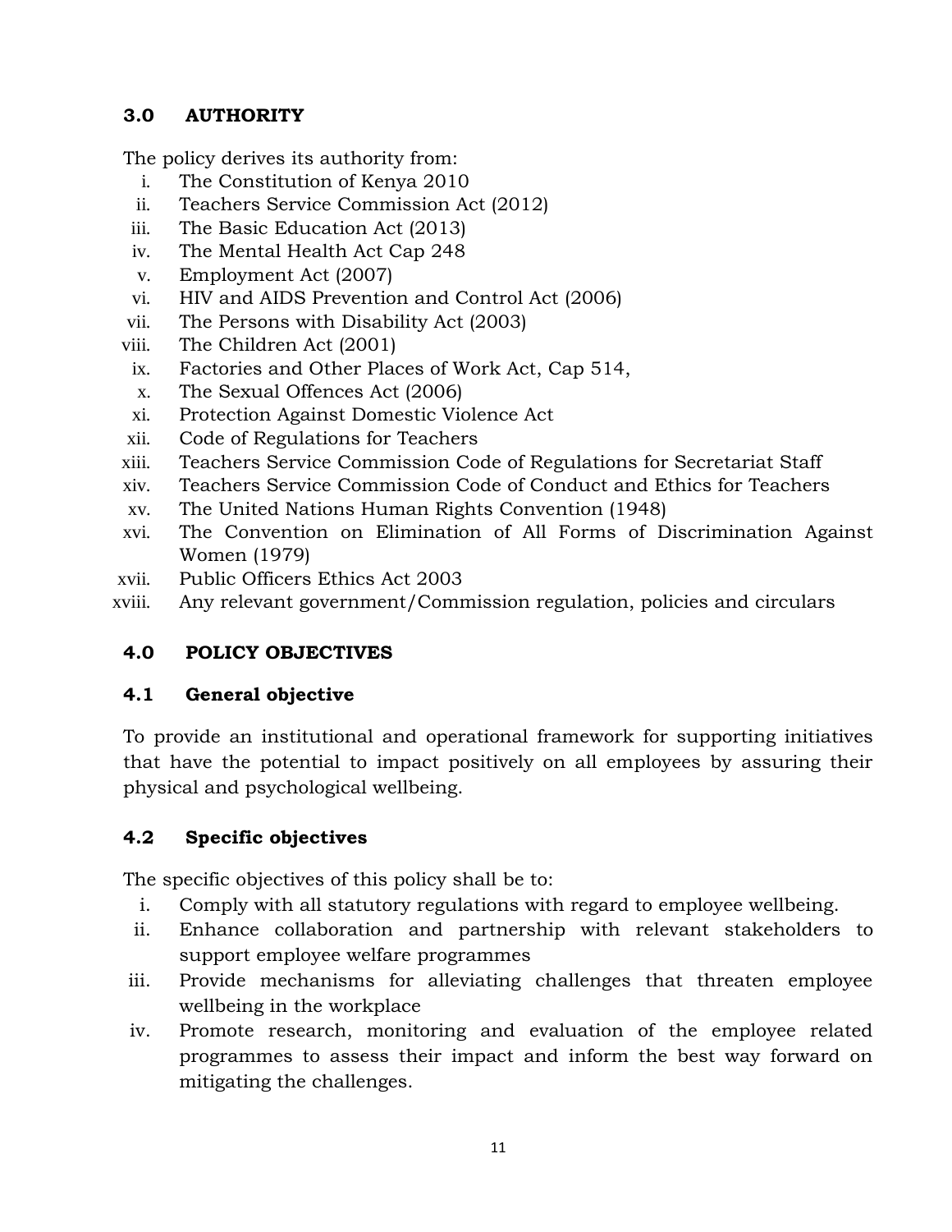## 3.0 AUTHORITY

The policy derives its authority from:

i. The Constitution of Kenya 2010
ii. Teachers Service Commission Act (2012)
iii. The Basic Education Act (2013)
iv. The Mental Health Act Cap 248
v. Employment Act (2007)
vi. HIV and AIDS Prevention and Control Act (2006)
vii. The Persons with Disability Act (2003)
viii. The Children Act (2001)
ix. Factories and Other Places of Work Act, Cap 514,
x. The Sexual Offences Act (2006)
xi. Protection Against Domestic Violence Act
xii. Code of Regulations for Teachers
xiii. Teachers Service Commission Code of Regulations for Secretariat Staff
xiv. Teachers Service Commission Code of Conduct and Ethics for Teachers
xv. The United Nations Human Rights Convention (1948)
xvi. The Convention on Elimination of All Forms of Discrimination Against Women (1979)
xvii. Public Officers Ethics Act 2003
xviii. Any relevant government/Commission regulation, policies and circulars

## 4.0 POLICY OBJECTIVES

### 4.1 General objective

To provide an institutional and operational framework for supporting initiatives that have the potential to impact positively on all employees by assuring their physical and psychological wellbeing.

### 4.2 Specific objectives

The specific objectives of this policy shall be to:

i. Comply with all statutory regulations with regard to employee wellbeing.
ii. Enhance collaboration and partnership with relevant stakeholders to support employee welfare programmes
iii. Provide mechanisms for alleviating challenges that threaten employee wellbeing in the workplace
iv. Promote research, monitoring and evaluation of the employee related programmes to assess their impact and inform the best way forward on mitigating the challenges.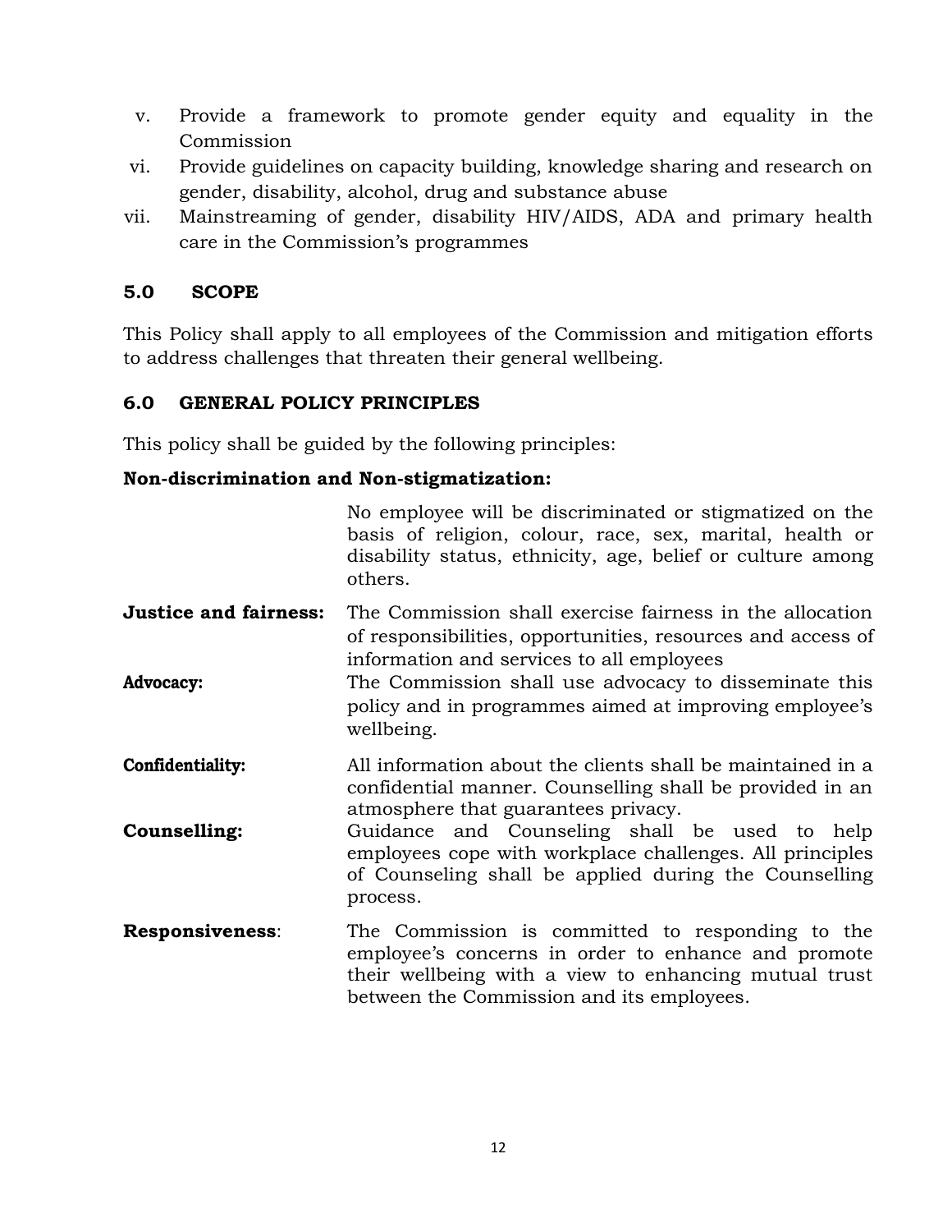v. Provide a framework to promote gender equity and equality in the Commission
vi. Provide guidelines on capacity building, knowledge sharing and research on gender, disability, alcohol, drug and substance abuse
vii. Mainstreaming of gender, disability HIV/AIDS, ADA and primary health care in the Commission's programmes

## 5.0 SCOPE

This Policy shall apply to all employees of the Commission and mitigation efforts to address challenges that threaten their general wellbeing.

## 6.0 GENERAL POLICY PRINCIPLES

This policy shall be guided by the following principles:

**Non-discrimination and Non-stigmatization:** No employee will be discriminated or stigmatized on the basis of religion, colour, race, sex, marital, health or disability status, ethnicity, age, belief or culture among others.

**Justice and fairness:** The Commission shall exercise fairness in the allocation of responsibilities, opportunities, resources and access of information and services to all employees

**Advocacy:** The Commission shall use advocacy to disseminate this policy and in programmes aimed at improving employee's wellbeing.

**Confidentiality:** All information about the clients shall be maintained in a confidential manner. Counselling shall be provided in an atmosphere that guarantees privacy.

**Counselling:** Guidance and Counseling shall be used to help employees cope with workplace challenges. All principles of Counseling shall be applied during the Counselling process.

**Responsiveness**: The Commission is committed to responding to the employee's concerns in order to enhance and promote their wellbeing with a view to enhancing mutual trust between the Commission and its employees.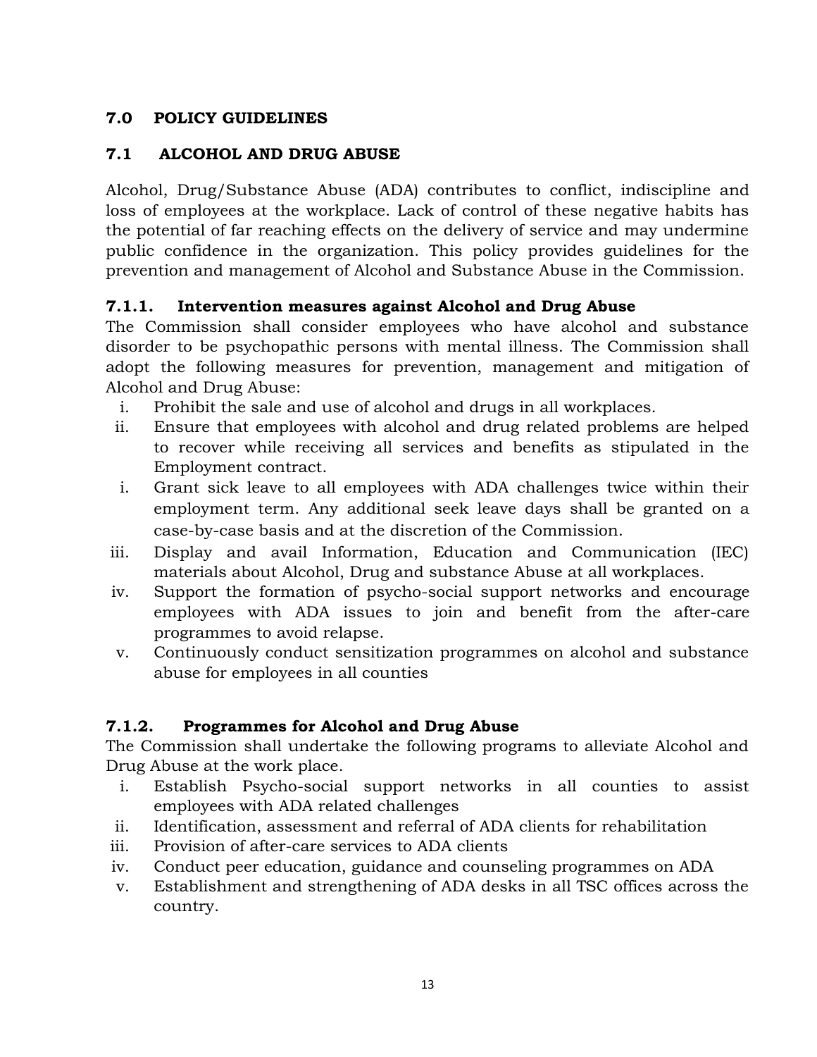## 7.0 POLICY GUIDELINES

### 7.1 ALCOHOL AND DRUG ABUSE

Alcohol, Drug/Substance Abuse (ADA) contributes to conflict, indiscipline and loss of employees at the workplace. Lack of control of these negative habits has the potential of far reaching effects on the delivery of service and may undermine public confidence in the organization. This policy provides guidelines for the prevention and management of Alcohol and Substance Abuse in the Commission.

#### 7.1.1. Intervention measures against Alcohol and Drug Abuse

The Commission shall consider employees who have alcohol and substance disorder to be psychopathic persons with mental illness. The Commission shall adopt the following measures for prevention, management and mitigation of Alcohol and Drug Abuse:

i. Prohibit the sale and use of alcohol and drugs in all workplaces.
ii. Ensure that employees with alcohol and drug related problems are helped to recover while receiving all services and benefits as stipulated in the Employment contract.
i. Grant sick leave to all employees with ADA challenges twice within their employment term. Any additional seek leave days shall be granted on a case-by-case basis and at the discretion of the Commission.
iii. Display and avail Information, Education and Communication (IEC) materials about Alcohol, Drug and substance Abuse at all workplaces.
iv. Support the formation of psycho-social support networks and encourage employees with ADA issues to join and benefit from the after-care programmes to avoid relapse.
v. Continuously conduct sensitization programmes on alcohol and substance abuse for employees in all counties

#### 7.1.2. Programmes for Alcohol and Drug Abuse

The Commission shall undertake the following programs to alleviate Alcohol and Drug Abuse at the work place.

i. Establish Psycho-social support networks in all counties to assist employees with ADA related challenges
ii. Identification, assessment and referral of ADA clients for rehabilitation
iii. Provision of after-care services to ADA clients
iv. Conduct peer education, guidance and counseling programmes on ADA
v. Establishment and strengthening of ADA desks in all TSC offices across the country.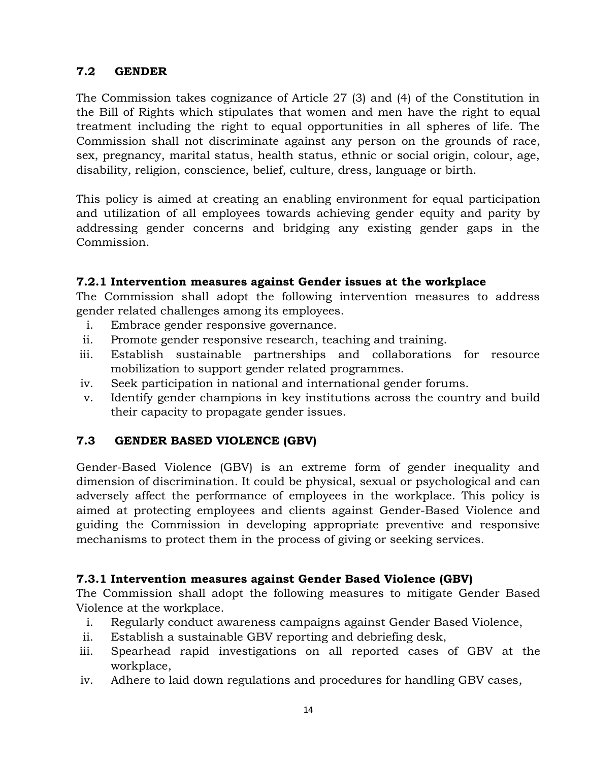## 7.2 GENDER

The Commission takes cognizance of Article 27 (3) and (4) of the Constitution in the Bill of Rights which stipulates that women and men have the right to equal treatment including the right to equal opportunities in all spheres of life. The Commission shall not discriminate against any person on the grounds of race, sex, pregnancy, marital status, health status, ethnic or social origin, colour, age, disability, religion, conscience, belief, culture, dress, language or birth.

This policy is aimed at creating an enabling environment for equal participation and utilization of all employees towards achieving gender equity and parity by addressing gender concerns and bridging any existing gender gaps in the Commission.

### 7.2.1 Intervention measures against Gender issues at the workplace

The Commission shall adopt the following intervention measures to address gender related challenges among its employees.

i. Embrace gender responsive governance.
ii. Promote gender responsive research, teaching and training.
iii. Establish sustainable partnerships and collaborations for resource mobilization to support gender related programmes.
iv. Seek participation in national and international gender forums.
v. Identify gender champions in key institutions across the country and build their capacity to propagate gender issues.

## 7.3 GENDER BASED VIOLENCE (GBV)

Gender-Based Violence (GBV) is an extreme form of gender inequality and dimension of discrimination. It could be physical, sexual or psychological and can adversely affect the performance of employees in the workplace. This policy is aimed at protecting employees and clients against Gender-Based Violence and guiding the Commission in developing appropriate preventive and responsive mechanisms to protect them in the process of giving or seeking services.

### 7.3.1 Intervention measures against Gender Based Violence (GBV)

The Commission shall adopt the following measures to mitigate Gender Based Violence at the workplace.

i. Regularly conduct awareness campaigns against Gender Based Violence,
ii. Establish a sustainable GBV reporting and debriefing desk,
iii. Spearhead rapid investigations on all reported cases of GBV at the workplace,
iv. Adhere to laid down regulations and procedures for handling GBV cases,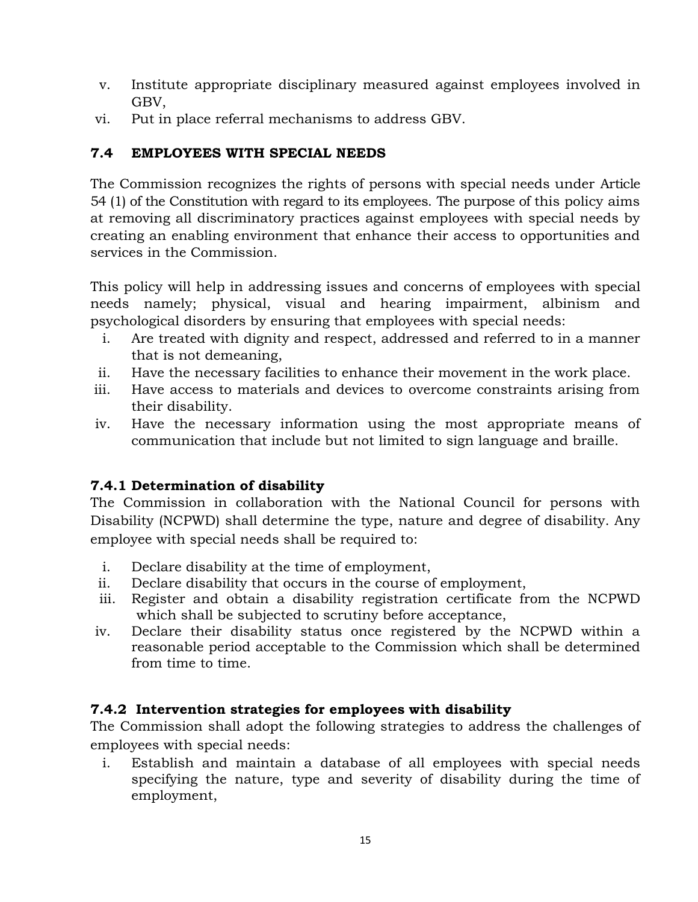v. Institute appropriate disciplinary measured against employees involved in GBV,
vi. Put in place referral mechanisms to address GBV.

## 7.4 EMPLOYEES WITH SPECIAL NEEDS

The Commission recognizes the rights of persons with special needs under Article 54 (1) of the Constitution with regard to its employees. The purpose of this policy aims at removing all discriminatory practices against employees with special needs by creating an enabling environment that enhance their access to opportunities and services in the Commission.

This policy will help in addressing issues and concerns of employees with special needs namely; physical, visual and hearing impairment, albinism and psychological disorders by ensuring that employees with special needs:

i. Are treated with dignity and respect, addressed and referred to in a manner that is not demeaning,
ii. Have the necessary facilities to enhance their movement in the work place.
iii. Have access to materials and devices to overcome constraints arising from their disability.
iv. Have the necessary information using the most appropriate means of communication that include but not limited to sign language and braille.

### 7.4.1 Determination of disability

The Commission in collaboration with the National Council for persons with Disability (NCPWD) shall determine the type, nature and degree of disability. Any employee with special needs shall be required to:

i. Declare disability at the time of employment,
ii. Declare disability that occurs in the course of employment,
iii. Register and obtain a disability registration certificate from the NCPWD which shall be subjected to scrutiny before acceptance,
iv. Declare their disability status once registered by the NCPWD within a reasonable period acceptable to the Commission which shall be determined from time to time.

### 7.4.2 Intervention strategies for employees with disability

The Commission shall adopt the following strategies to address the challenges of employees with special needs:

i. Establish and maintain a database of all employees with special needs specifying the nature, type and severity of disability during the time of employment,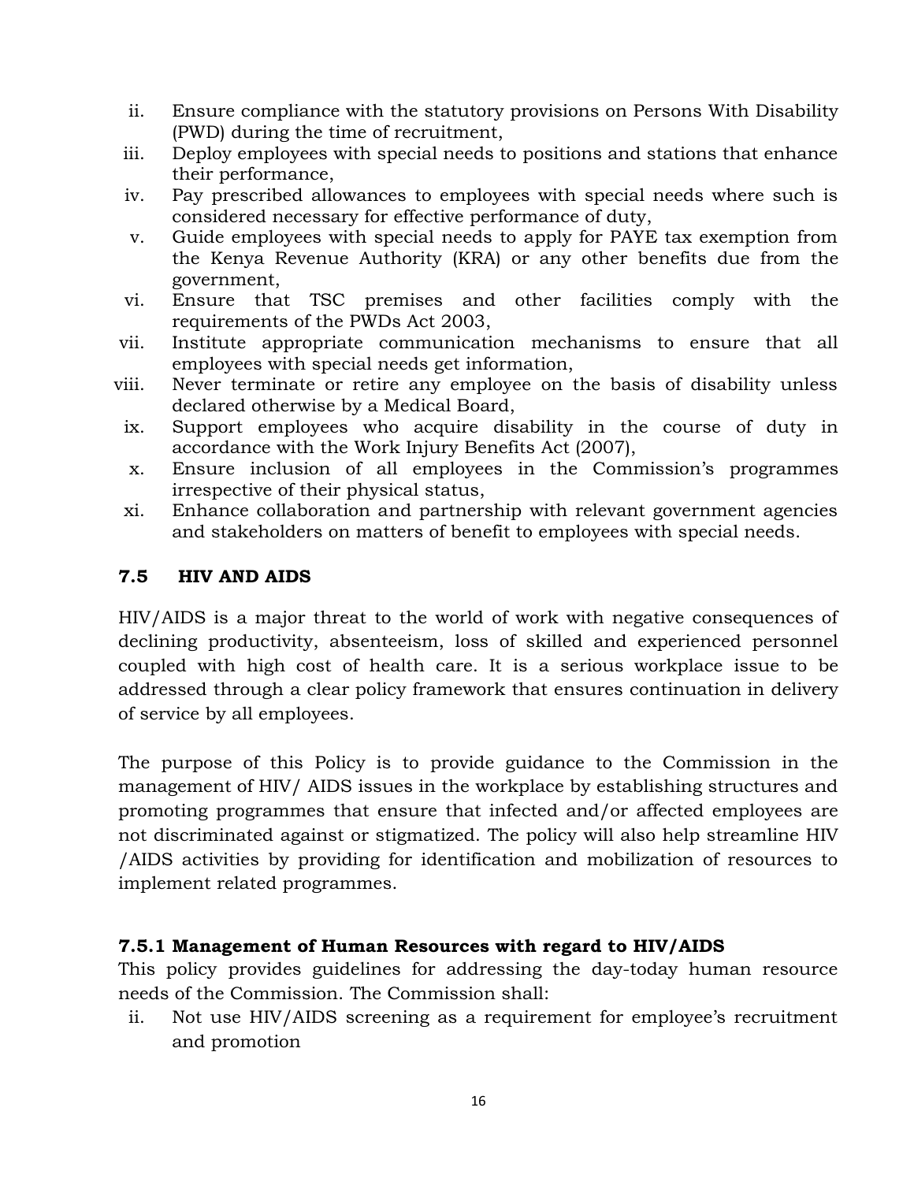ii. Ensure compliance with the statutory provisions on Persons With Disability (PWD) during the time of recruitment,
iii. Deploy employees with special needs to positions and stations that enhance their performance,
iv. Pay prescribed allowances to employees with special needs where such is considered necessary for effective performance of duty,
v. Guide employees with special needs to apply for PAYE tax exemption from the Kenya Revenue Authority (KRA) or any other benefits due from the government,
vi. Ensure that TSC premises and other facilities comply with the requirements of the PWDs Act 2003,
vii. Institute appropriate communication mechanisms to ensure that all employees with special needs get information,
viii. Never terminate or retire any employee on the basis of disability unless declared otherwise by a Medical Board,
ix. Support employees who acquire disability in the course of duty in accordance with the Work Injury Benefits Act (2007),
x. Ensure inclusion of all employees in the Commission's programmes irrespective of their physical status,
xi. Enhance collaboration and partnership with relevant government agencies and stakeholders on matters of benefit to employees with special needs.

## 7.5 HIV AND AIDS

HIV/AIDS is a major threat to the world of work with negative consequences of declining productivity, absenteeism, loss of skilled and experienced personnel coupled with high cost of health care. It is a serious workplace issue to be addressed through a clear policy framework that ensures continuation in delivery of service by all employees.

The purpose of this Policy is to provide guidance to the Commission in the management of HIV/ AIDS issues in the workplace by establishing structures and promoting programmes that ensure that infected and/or affected employees are not discriminated against or stigmatized. The policy will also help streamline HIV /AIDS activities by providing for identification and mobilization of resources to implement related programmes.

### 7.5.1 Management of Human Resources with regard to HIV/AIDS

This policy provides guidelines for addressing the day-today human resource needs of the Commission. The Commission shall:

ii. Not use HIV/AIDS screening as a requirement for employee's recruitment and promotion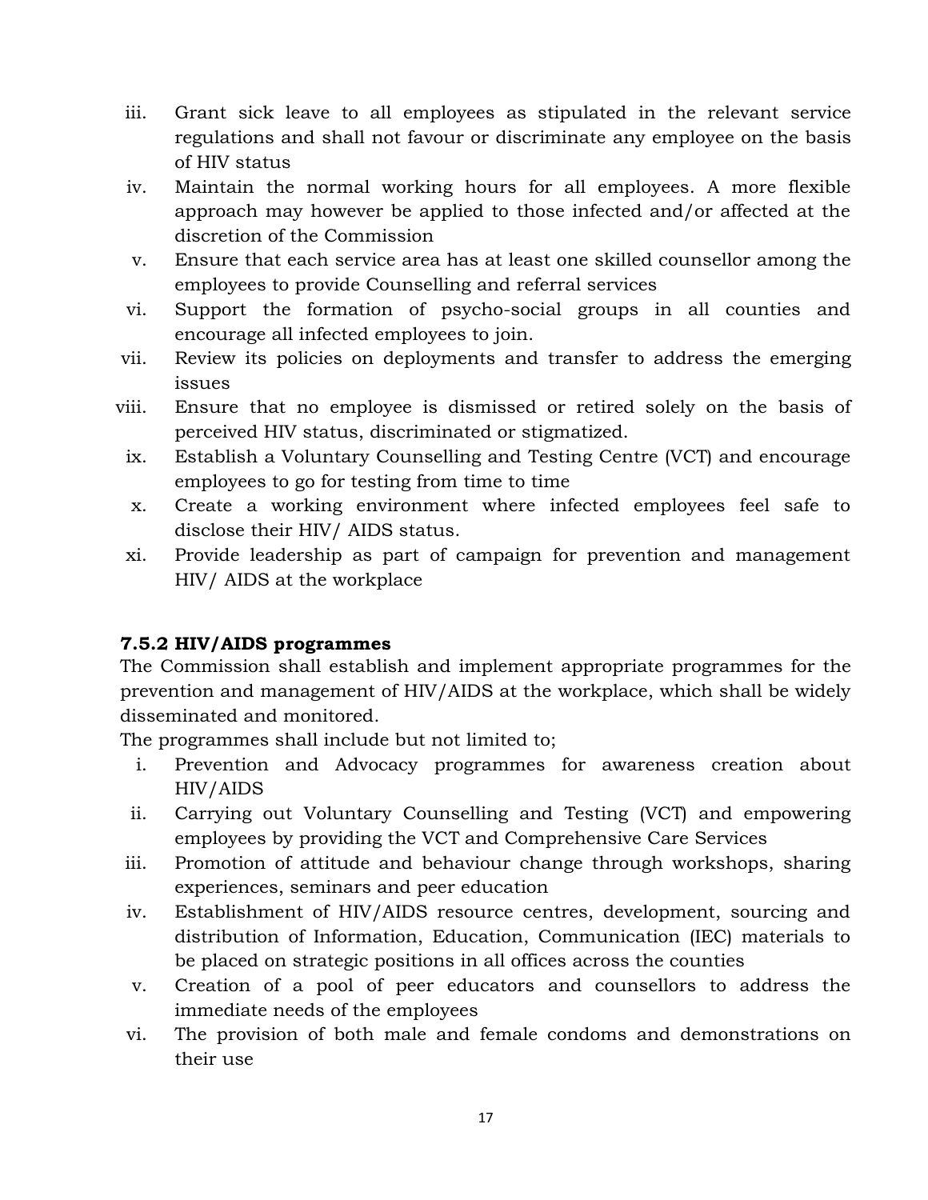iii. Grant sick leave to all employees as stipulated in the relevant service regulations and shall not favour or discriminate any employee on the basis of HIV status
iv. Maintain the normal working hours for all employees. A more flexible approach may however be applied to those infected and/or affected at the discretion of the Commission
v. Ensure that each service area has at least one skilled counsellor among the employees to provide Counselling and referral services
vi. Support the formation of psycho-social groups in all counties and encourage all infected employees to join.
vii. Review its policies on deployments and transfer to address the emerging issues
viii. Ensure that no employee is dismissed or retired solely on the basis of perceived HIV status, discriminated or stigmatized.
ix. Establish a Voluntary Counselling and Testing Centre (VCT) and encourage employees to go for testing from time to time
x. Create a working environment where infected employees feel safe to disclose their HIV/ AIDS status.
xi. Provide leadership as part of campaign for prevention and management HIV/ AIDS at the workplace

### 7.5.2 HIV/AIDS programmes

The Commission shall establish and implement appropriate programmes for the prevention and management of HIV/AIDS at the workplace, which shall be widely disseminated and monitored.

The programmes shall include but not limited to;

i. Prevention and Advocacy programmes for awareness creation about HIV/AIDS
ii. Carrying out Voluntary Counselling and Testing (VCT) and empowering employees by providing the VCT and Comprehensive Care Services
iii. Promotion of attitude and behaviour change through workshops, sharing experiences, seminars and peer education
iv. Establishment of HIV/AIDS resource centres, development, sourcing and distribution of Information, Education, Communication (IEC) materials to be placed on strategic positions in all offices across the counties
v. Creation of a pool of peer educators and counsellors to address the immediate needs of the employees
vi. The provision of both male and female condoms and demonstrations on their use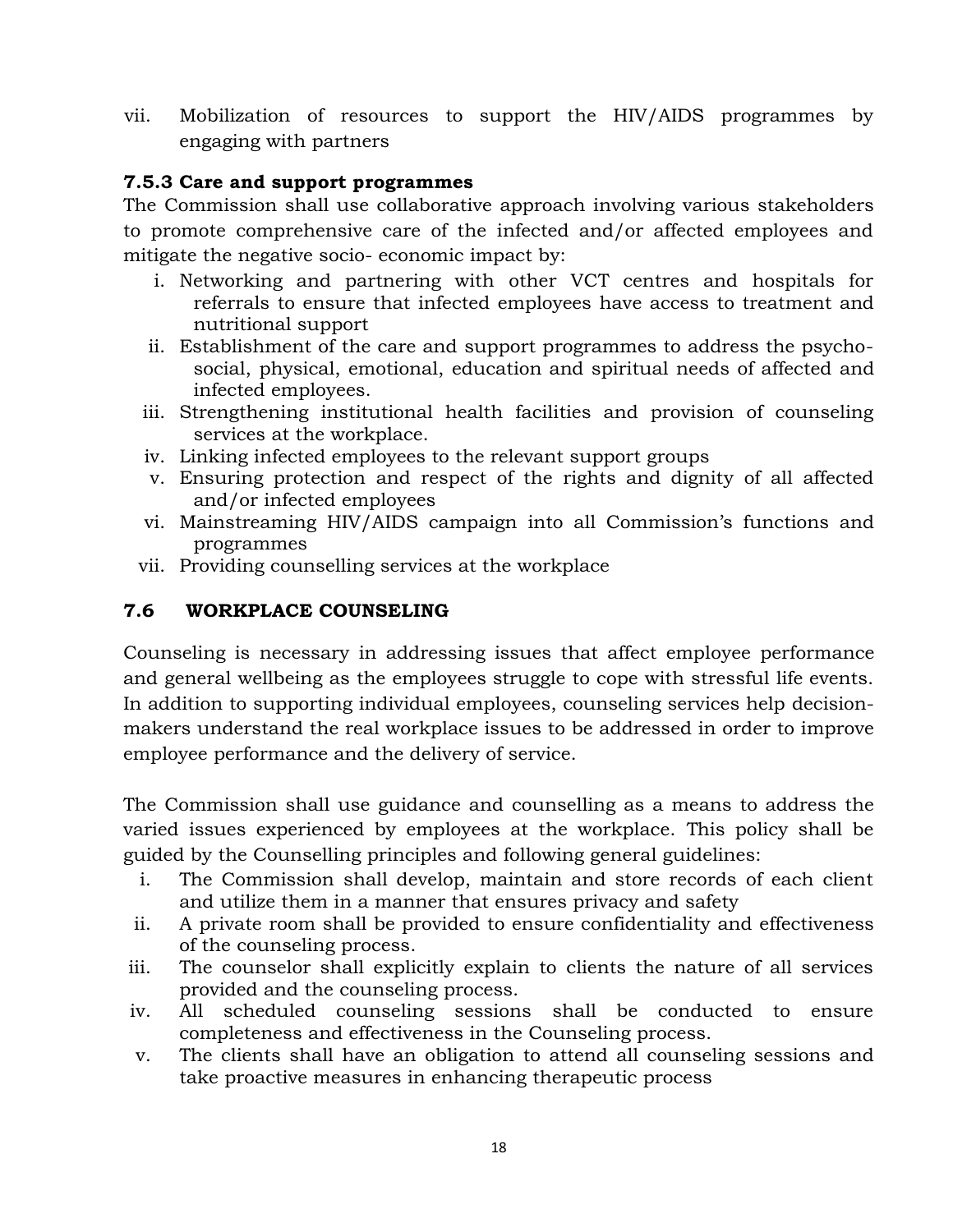vii. Mobilization of resources to support the HIV/AIDS programmes by engaging with partners

### 7.5.3 Care and support programmes

The Commission shall use collaborative approach involving various stakeholders to promote comprehensive care of the infected and/or affected employees and mitigate the negative socio- economic impact by:

i. Networking and partnering with other VCT centres and hospitals for referrals to ensure that infected employees have access to treatment and nutritional support
ii. Establishment of the care and support programmes to address the psycho-social, physical, emotional, education and spiritual needs of affected and infected employees.
iii. Strengthening institutional health facilities and provision of counseling services at the workplace.
iv. Linking infected employees to the relevant support groups
v. Ensuring protection and respect of the rights and dignity of all affected and/or infected employees
vi. Mainstreaming HIV/AIDS campaign into all Commission's functions and programmes
vii. Providing counselling services at the workplace

## 7.6 WORKPLACE COUNSELING

Counseling is necessary in addressing issues that affect employee performance and general wellbeing as the employees struggle to cope with stressful life events. In addition to supporting individual employees, counseling services help decision-makers understand the real workplace issues to be addressed in order to improve employee performance and the delivery of service.

The Commission shall use guidance and counselling as a means to address the varied issues experienced by employees at the workplace. This policy shall be guided by the Counselling principles and following general guidelines:

i. The Commission shall develop, maintain and store records of each client and utilize them in a manner that ensures privacy and safety
ii. A private room shall be provided to ensure confidentiality and effectiveness of the counseling process.
iii. The counselor shall explicitly explain to clients the nature of all services provided and the counseling process.
iv. All scheduled counseling sessions shall be conducted to ensure completeness and effectiveness in the Counseling process.
v. The clients shall have an obligation to attend all counseling sessions and take proactive measures in enhancing therapeutic process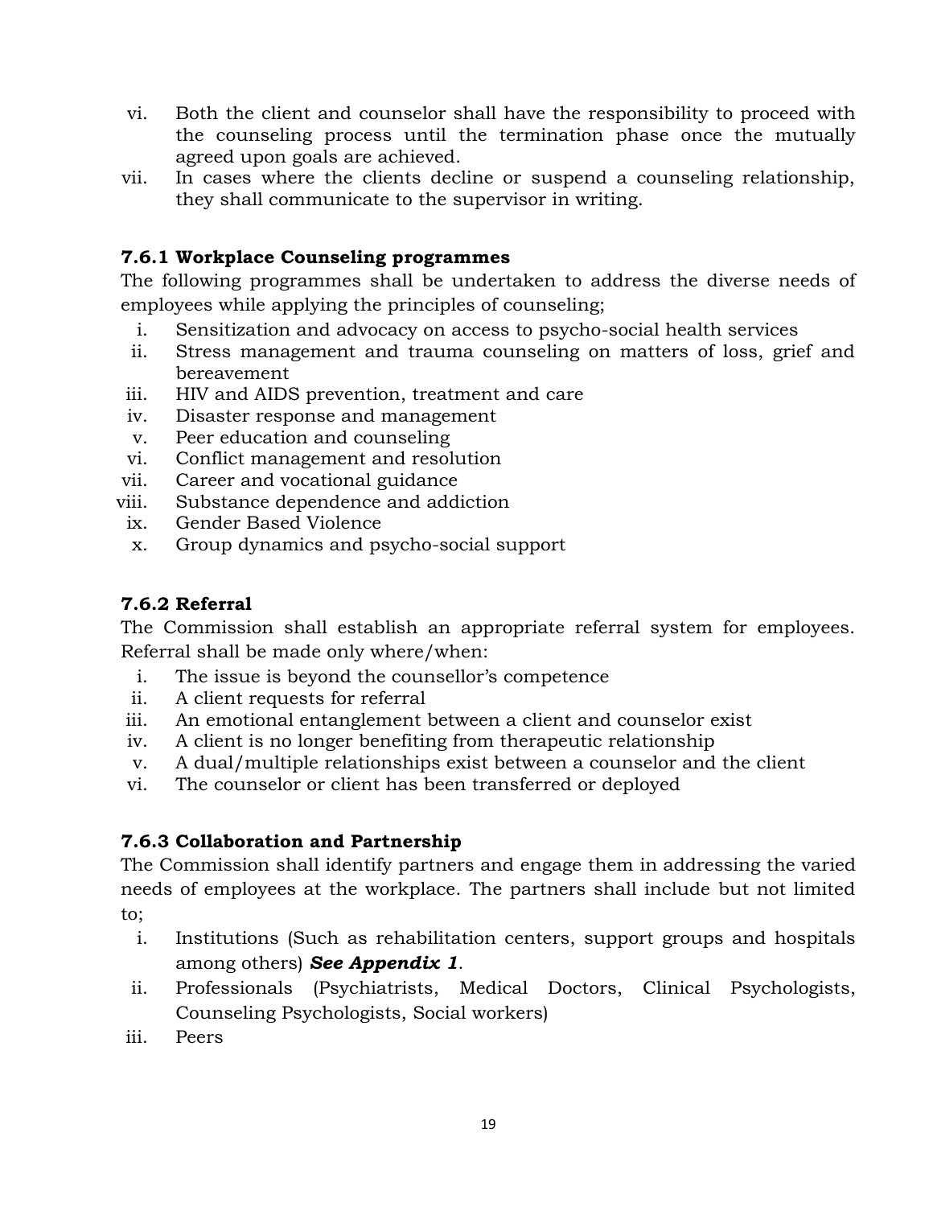vi. Both the client and counselor shall have the responsibility to proceed with the counseling process until the termination phase once the mutually agreed upon goals are achieved.
vii. In cases where the clients decline or suspend a counseling relationship, they shall communicate to the supervisor in writing.

### 7.6.1 Workplace Counseling programmes

The following programmes shall be undertaken to address the diverse needs of employees while applying the principles of counseling;

i. Sensitization and advocacy on access to psycho-social health services
ii. Stress management and trauma counseling on matters of loss, grief and bereavement
iii. HIV and AIDS prevention, treatment and care
iv. Disaster response and management
v. Peer education and counseling
vi. Conflict management and resolution
vii. Career and vocational guidance
viii. Substance dependence and addiction
ix. Gender Based Violence
x. Group dynamics and psycho-social support

### 7.6.2 Referral

The Commission shall establish an appropriate referral system for employees. Referral shall be made only where/when:

i. The issue is beyond the counsellor's competence
ii. A client requests for referral
iii. An emotional entanglement between a client and counselor exist
iv. A client is no longer benefiting from therapeutic relationship
v. A dual/multiple relationships exist between a counselor and the client
vi. The counselor or client has been transferred or deployed

### 7.6.3 Collaboration and Partnership

The Commission shall identify partners and engage them in addressing the varied needs of employees at the workplace. The partners shall include but not limited to;

i. Institutions (Such as rehabilitation centers, support groups and hospitals among others) ***See Appendix 1***.
ii. Professionals (Psychiatrists, Medical Doctors, Clinical Psychologists, Counseling Psychologists, Social workers)
iii. Peers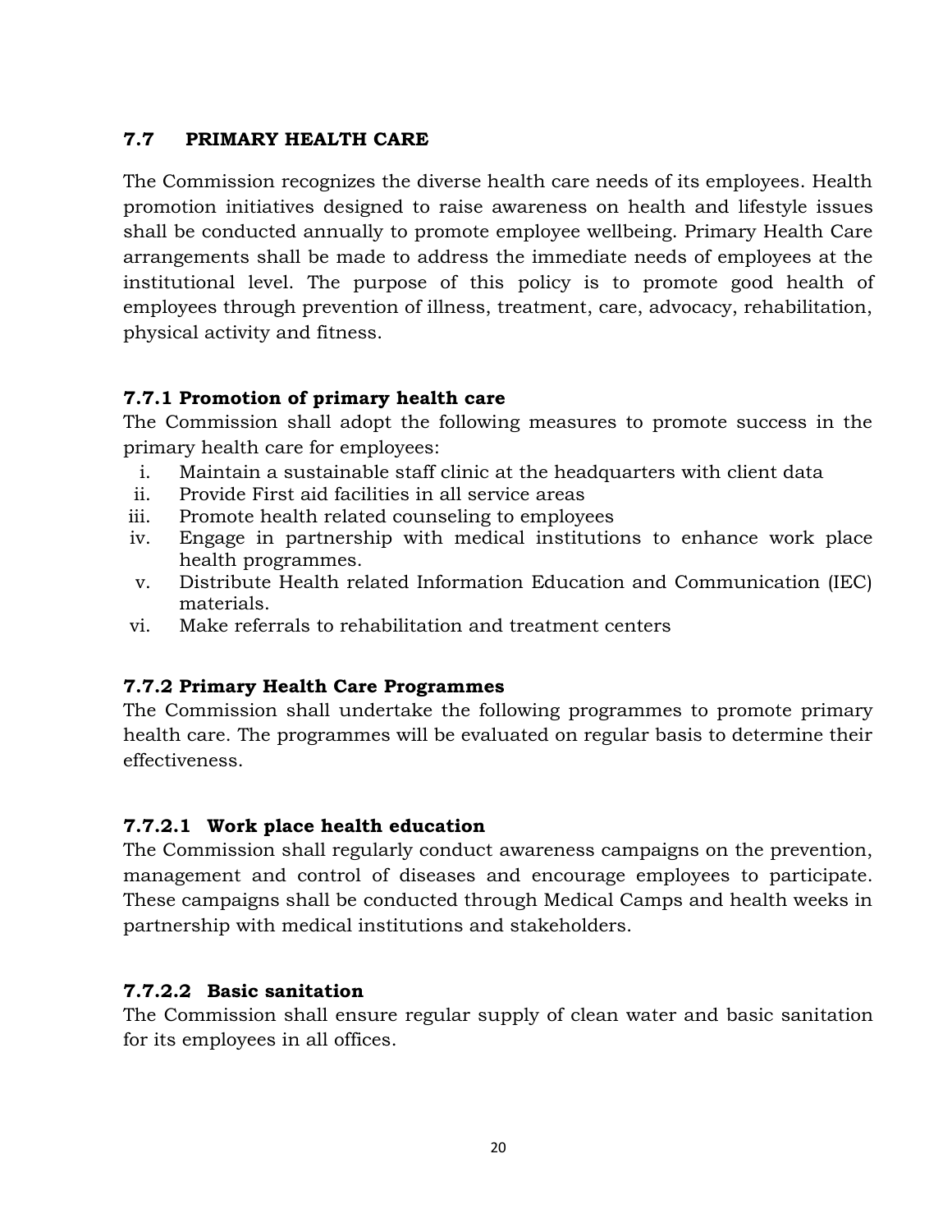## 7.7 PRIMARY HEALTH CARE

The Commission recognizes the diverse health care needs of its employees. Health promotion initiatives designed to raise awareness on health and lifestyle issues shall be conducted annually to promote employee wellbeing. Primary Health Care arrangements shall be made to address the immediate needs of employees at the institutional level. The purpose of this policy is to promote good health of employees through prevention of illness, treatment, care, advocacy, rehabilitation, physical activity and fitness.

### 7.7.1 Promotion of primary health care

The Commission shall adopt the following measures to promote success in the primary health care for employees:

i. Maintain a sustainable staff clinic at the headquarters with client data
ii. Provide First aid facilities in all service areas
iii. Promote health related counseling to employees
iv. Engage in partnership with medical institutions to enhance work place health programmes.
v. Distribute Health related Information Education and Communication (IEC) materials.
vi. Make referrals to rehabilitation and treatment centers

### 7.7.2 Primary Health Care Programmes

The Commission shall undertake the following programmes to promote primary health care. The programmes will be evaluated on regular basis to determine their effectiveness.

#### 7.7.2.1 Work place health education

The Commission shall regularly conduct awareness campaigns on the prevention, management and control of diseases and encourage employees to participate. These campaigns shall be conducted through Medical Camps and health weeks in partnership with medical institutions and stakeholders.

#### 7.7.2.2 Basic sanitation

The Commission shall ensure regular supply of clean water and basic sanitation for its employees in all offices.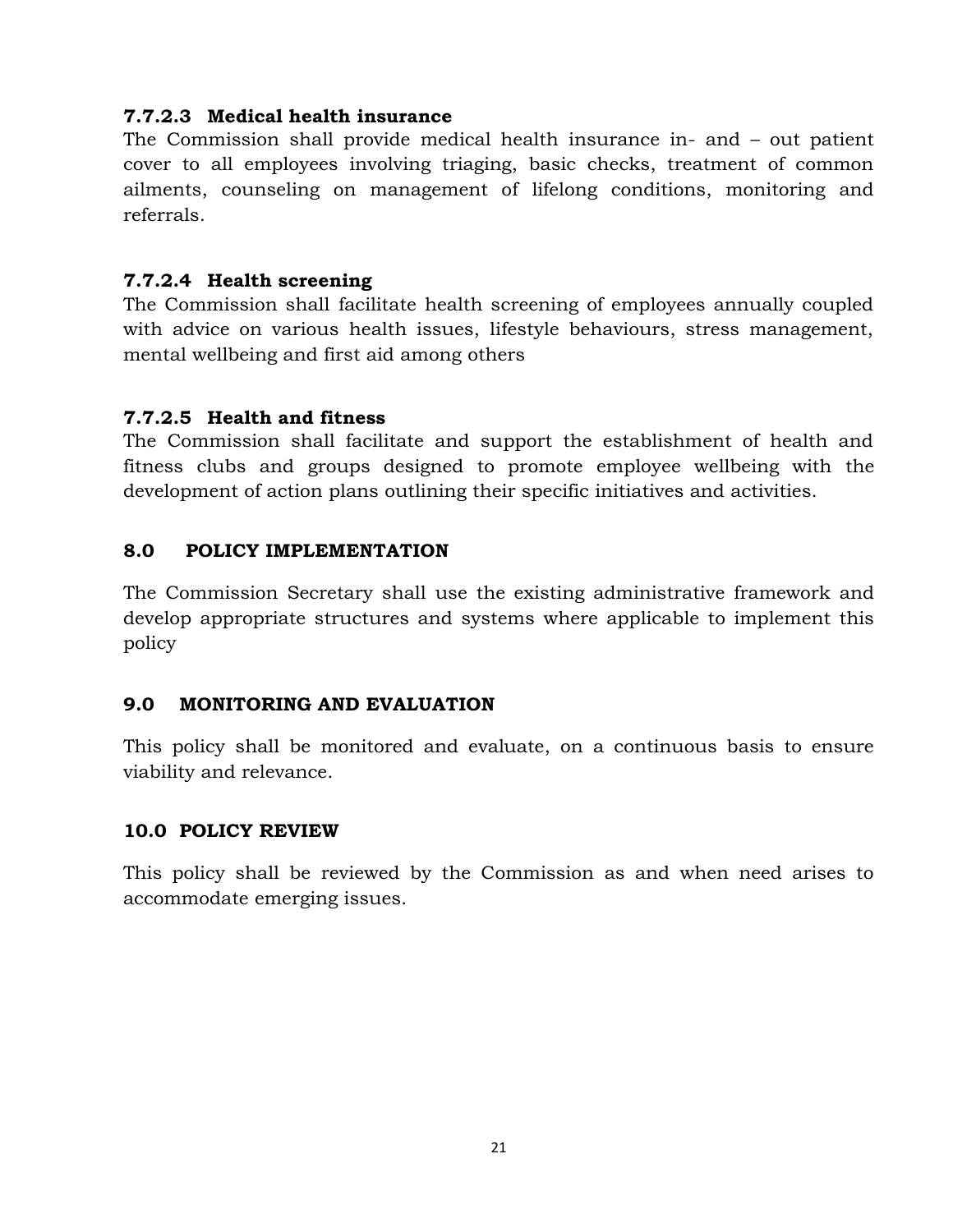#### 7.7.2.3 Medical health insurance

The Commission shall provide medical health insurance in- and – out patient cover to all employees involving triaging, basic checks, treatment of common ailments, counseling on management of lifelong conditions, monitoring and referrals.

#### 7.7.2.4 Health screening

The Commission shall facilitate health screening of employees annually coupled with advice on various health issues, lifestyle behaviours, stress management, mental wellbeing and first aid among others

#### 7.7.2.5 Health and fitness

The Commission shall facilitate and support the establishment of health and fitness clubs and groups designed to promote employee wellbeing with the development of action plans outlining their specific initiatives and activities.

## 8.0 POLICY IMPLEMENTATION

The Commission Secretary shall use the existing administrative framework and develop appropriate structures and systems where applicable to implement this policy

## 9.0 MONITORING AND EVALUATION

This policy shall be monitored and evaluate, on a continuous basis to ensure viability and relevance.

## 10.0 POLICY REVIEW

This policy shall be reviewed by the Commission as and when need arises to accommodate emerging issues.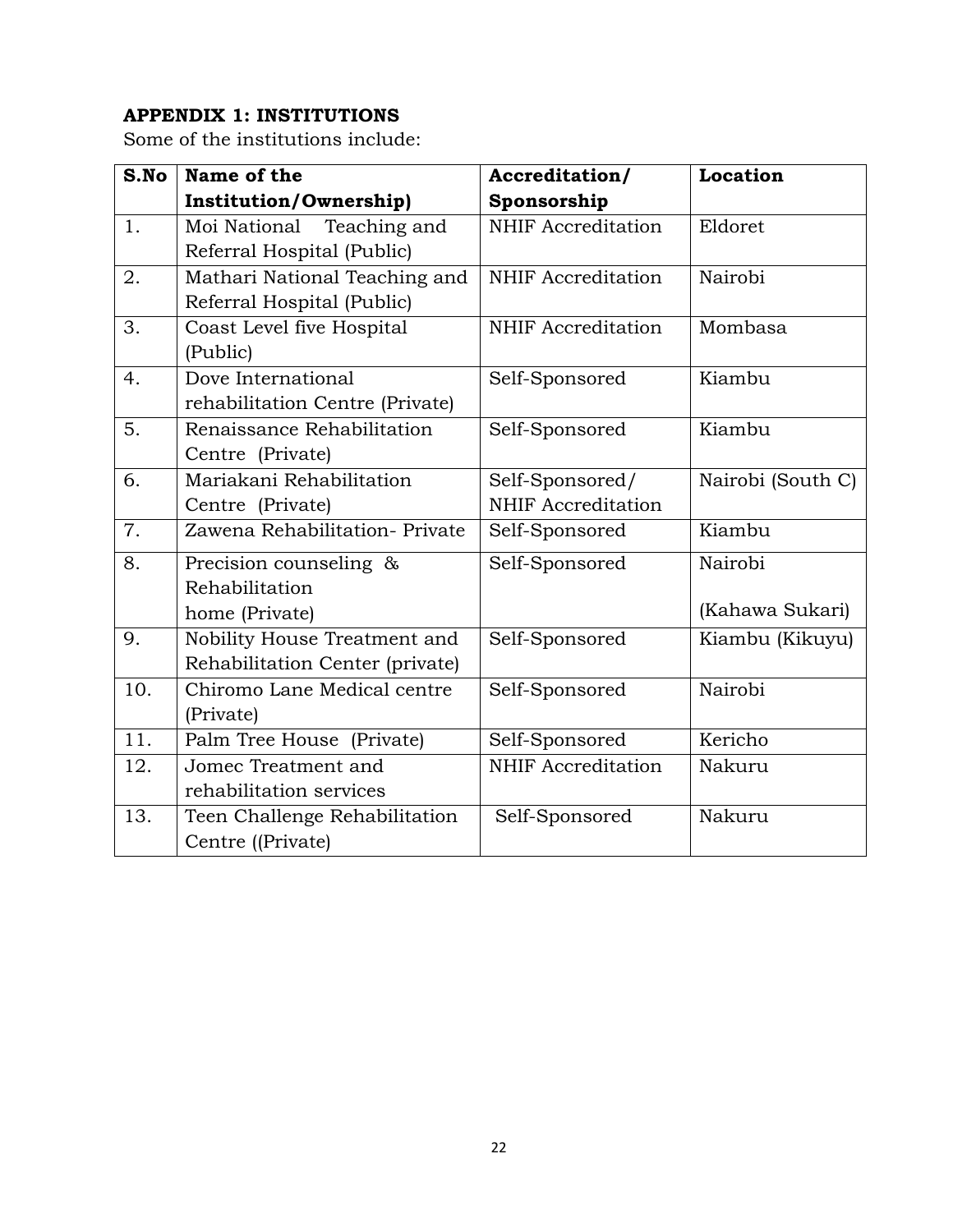**APPENDIX 1: INSTITUTIONS**

Some of the institutions include:

| S.No | Name of the Institution/Ownership) | Accreditation/ Sponsorship | Location |
|---|---|---|---|
| 1. | Moi National Teaching and Referral Hospital (Public) | NHIF Accreditation | Eldoret |
| 2. | Mathari National Teaching and Referral Hospital (Public) | NHIF Accreditation | Nairobi |
| 3. | Coast Level five Hospital (Public) | NHIF Accreditation | Mombasa |
| 4. | Dove International rehabilitation Centre (Private) | Self-Sponsored | Kiambu |
| 5. | Renaissance Rehabilitation Centre (Private) | Self-Sponsored | Kiambu |
| 6. | Mariakani Rehabilitation Centre (Private) | Self-Sponsored/ NHIF Accreditation | Nairobi (South C) |
| 7. | Zawena Rehabilitation- Private | Self-Sponsored | Kiambu |
| 8. | Precision counseling & Rehabilitation home (Private) | Self-Sponsored | Nairobi (Kahawa Sukari) |
| 9. | Nobility House Treatment and Rehabilitation Center (private) | Self-Sponsored | Kiambu (Kikuyu) |
| 10. | Chiromo Lane Medical centre (Private) | Self-Sponsored | Nairobi |
| 11. | Palm Tree House (Private) | Self-Sponsored | Kericho |
| 12. | Jomec Treatment and rehabilitation services | NHIF Accreditation | Nakuru |
| 13. | Teen Challenge Rehabilitation Centre ((Private) | Self-Sponsored | Nakuru |